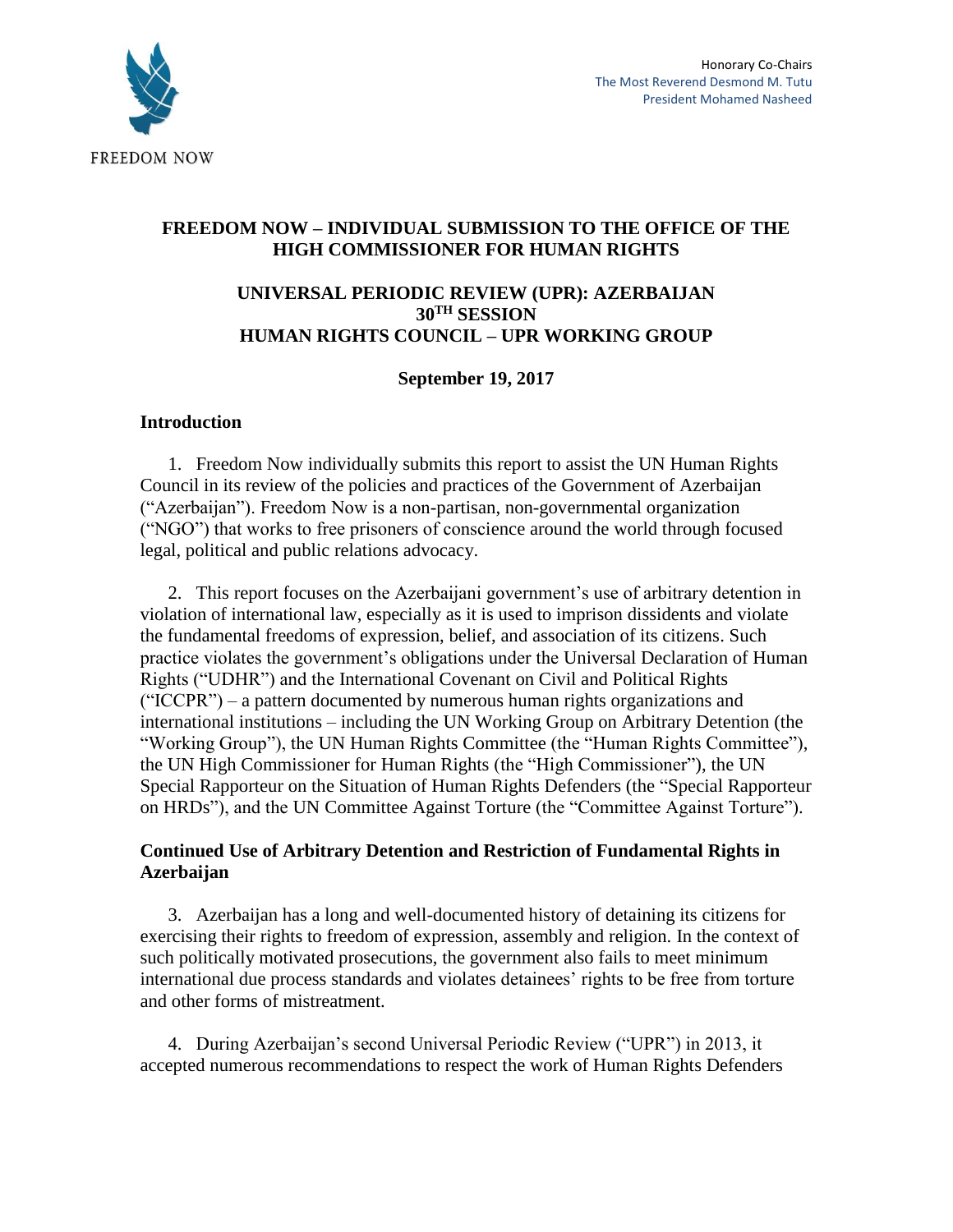FREEDOM NOW

Honorary Co-Chairs
The Most Reverend Desmond M. Tutu
President Mohamed Nasheed

**FREEDOM NOW – INDIVIDUAL SUBMISSION TO THE OFFICE OF THE HIGH COMMISSIONER FOR HUMAN RIGHTS**

**UNIVERSAL PERIODIC REVIEW (UPR): AZERBAIJAN**
**30TH SESSION**
**HUMAN RIGHTS COUNCIL – UPR WORKING GROUP**

**September 19, 2017**

## Introduction

1. Freedom Now individually submits this report to assist the UN Human Rights Council in its review of the policies and practices of the Government of Azerbaijan ("Azerbaijan"). Freedom Now is a non-partisan, non-governmental organization ("NGO") that works to free prisoners of conscience around the world through focused legal, political and public relations advocacy.

2. This report focuses on the Azerbaijani government's use of arbitrary detention in violation of international law, especially as it is used to imprison dissidents and violate the fundamental freedoms of expression, belief, and association of its citizens. Such practice violates the government's obligations under the Universal Declaration of Human Rights ("UDHR") and the International Covenant on Civil and Political Rights ("ICCPR") – a pattern documented by numerous human rights organizations and international institutions – including the UN Working Group on Arbitrary Detention (the "Working Group"), the UN Human Rights Committee (the "Human Rights Committee"), the UN High Commissioner for Human Rights (the "High Commissioner"), the UN Special Rapporteur on the Situation of Human Rights Defenders (the "Special Rapporteur on HRDs"), and the UN Committee Against Torture (the "Committee Against Torture").

## Continued Use of Arbitrary Detention and Restriction of Fundamental Rights in Azerbaijan

3. Azerbaijan has a long and well-documented history of detaining its citizens for exercising their rights to freedom of expression, assembly and religion. In the context of such politically motivated prosecutions, the government also fails to meet minimum international due process standards and violates detainees' rights to be free from torture and other forms of mistreatment.

4. During Azerbaijan's second Universal Periodic Review ("UPR") in 2013, it accepted numerous recommendations to respect the work of Human Rights Defenders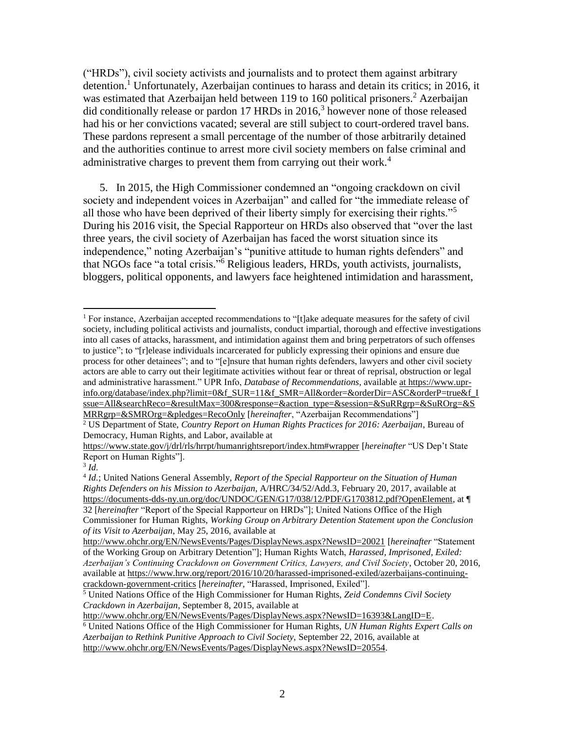("HRDs"), civil society activists and journalists and to protect them against arbitrary detention.[1] Unfortunately, Azerbaijan continues to harass and detain its critics; in 2016, it was estimated that Azerbaijan held between 119 to 160 political prisoners.[2] Azerbaijan did conditionally release or pardon 17 HRDs in 2016,[3] however none of those released had his or her convictions vacated; several are still subject to court-ordered travel bans. These pardons represent a small percentage of the number of those arbitrarily detained and the authorities continue to arrest more civil society members on false criminal and administrative charges to prevent them from carrying out their work.[4]

5. In 2015, the High Commissioner condemned an "ongoing crackdown on civil society and independent voices in Azerbaijan" and called for "the immediate release of all those who have been deprived of their liberty simply for exercising their rights."[5] During his 2016 visit, the Special Rapporteur on HRDs also observed that "over the last three years, the civil society of Azerbaijan has faced the worst situation since its independence," noting Azerbaijan's "punitive attitude to human rights defenders" and that NGOs face "a total crisis."[6] Religious leaders, HRDs, youth activists, journalists, bloggers, political opponents, and lawyers face heightened intimidation and harassment,

---

[1] For instance, Azerbaijan accepted recommendations to "[t]ake adequate measures for the safety of civil society, including political activists and journalists, conduct impartial, thorough and effective investigations into all cases of attacks, harassment, and intimidation against them and bring perpetrators of such offenses to justice"; to "[r]elease individuals incarcerated for publicly expressing their opinions and ensure due process for other detainees"; and to "[e]nsure that human rights defenders, lawyers and other civil society actors are able to carry out their legitimate activities without fear or threat of reprisal, obstruction or legal and administrative harassment." UPR Info, *Database of Recommendations*, available at https://www.upr-info.org/database/index.php?limit=0&f_SUR=11&f_SMR=All&order=&orderDir=ASC&orderP=true&f_Issue=All&searchReco=&resultMax=300&response=&action_type=&session=&SuRRgrp=&SuROrg=&SMRRgrp=&SMROrg=&pledges=RecoOnly [*hereinafter*, "Azerbaijan Recommendations"]

[2] US Department of State, *Country Report on Human Rights Practices for 2016: Azerbaijan*, Bureau of Democracy, Human Rights, and Labor, available at https://www.state.gov/j/drl/rls/hrrpt/humanrightsreport/index.htm#wrapper [*hereinafter* "US Dep't State Report on Human Rights"].

[3] *Id.*

[4] *Id.*; United Nations General Assembly, *Report of the Special Rapporteur on the Situation of Human Rights Defenders on his Mission to Azerbaijan*, A/HRC/34/52/Add.3, February 20, 2017, available at https://documents-dds-ny.un.org/doc/UNDOC/GEN/G17/038/12/PDF/G1703812.pdf?OpenElement, at ¶ 32 [*hereinafter* "Report of the Special Rapporteur on HRDs"]; United Nations Office of the High Commissioner for Human Rights, *Working Group on Arbitrary Detention Statement upon the Conclusion of its Visit to Azerbaijan*, May 25, 2016, available at http://www.ohchr.org/EN/NewsEvents/Pages/DisplayNews.aspx?NewsID=20021 [*hereinafter* "Statement of the Working Group on Arbitrary Detention"]; Human Rights Watch, *Harassed, Imprisoned, Exiled: Azerbaijan's Continuing Crackdown on Government Critics, Lawyers, and Civil Society*, October 20, 2016, available at https://www.hrw.org/report/2016/10/20/harassed-imprisoned-exiled/azerbaijans-continuing-crackdown-government-critics [*hereinafter*, "Harassed, Imprisoned, Exiled"].

[5] United Nations Office of the High Commissioner for Human Rights, *Zeid Condemns Civil Society Crackdown in Azerbaijan*, September 8, 2015, available at http://www.ohchr.org/EN/NewsEvents/Pages/DisplayNews.aspx?NewsID=16393&LangID=E.

[6] United Nations Office of the High Commissioner for Human Rights, *UN Human Rights Expert Calls on Azerbaijan to Rethink Punitive Approach to Civil Society*, September 22, 2016, available at http://www.ohchr.org/EN/NewsEvents/Pages/DisplayNews.aspx?NewsID=20554.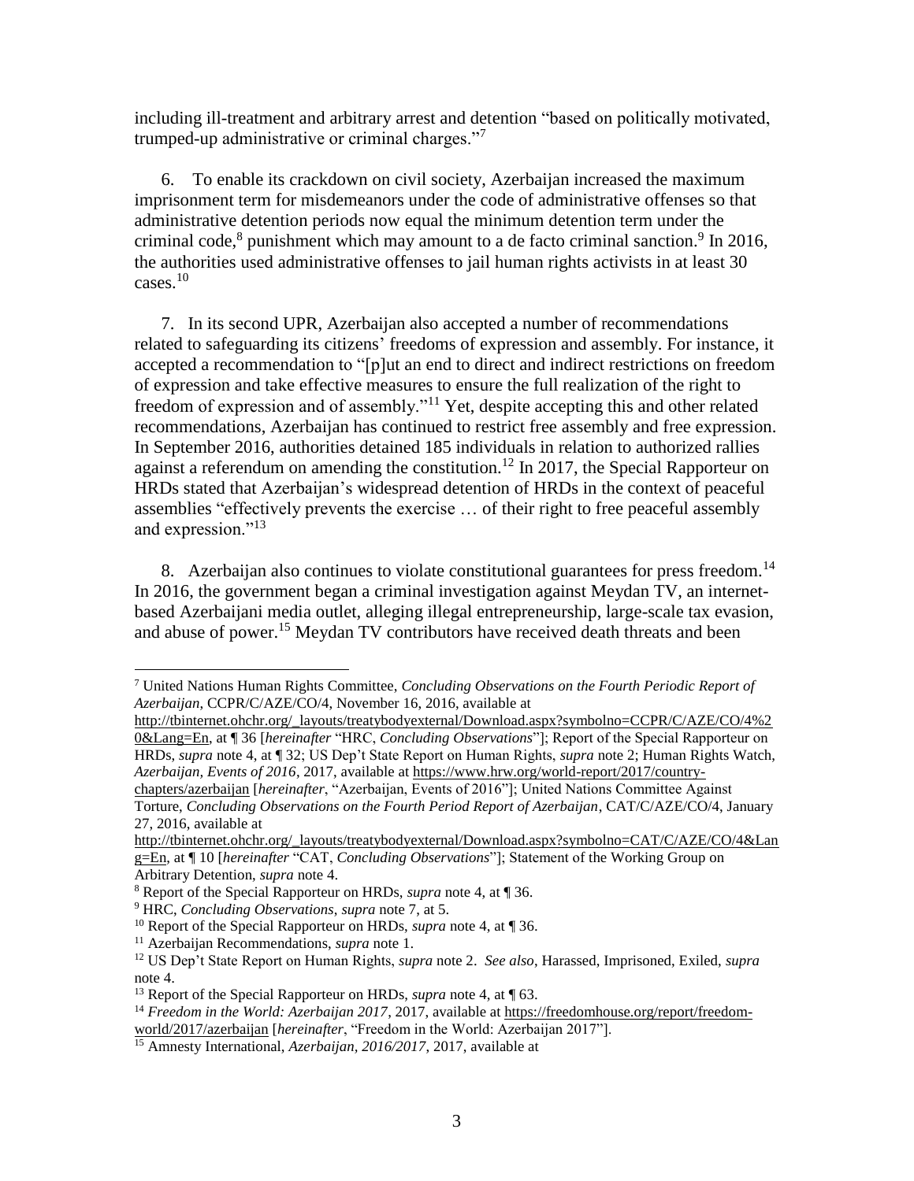including ill-treatment and arbitrary arrest and detention "based on politically motivated, trumped-up administrative or criminal charges."[7]

6. To enable its crackdown on civil society, Azerbaijan increased the maximum imprisonment term for misdemeanors under the code of administrative offenses so that administrative detention periods now equal the minimum detention term under the criminal code,[8] punishment which may amount to a de facto criminal sanction.[9] In 2016, the authorities used administrative offenses to jail human rights activists in at least 30 cases.[10]

7. In its second UPR, Azerbaijan also accepted a number of recommendations related to safeguarding its citizens' freedoms of expression and assembly. For instance, it accepted a recommendation to "[p]ut an end to direct and indirect restrictions on freedom of expression and take effective measures to ensure the full realization of the right to freedom of expression and of assembly."[11] Yet, despite accepting this and other related recommendations, Azerbaijan has continued to restrict free assembly and free expression. In September 2016, authorities detained 185 individuals in relation to authorized rallies against a referendum on amending the constitution.[12] In 2017, the Special Rapporteur on HRDs stated that Azerbaijan's widespread detention of HRDs in the context of peaceful assemblies "effectively prevents the exercise … of their right to free peaceful assembly and expression."[13]

8. Azerbaijan also continues to violate constitutional guarantees for press freedom.[14] In 2016, the government began a criminal investigation against Meydan TV, an internet-based Azerbaijani media outlet, alleging illegal entrepreneurship, large-scale tax evasion, and abuse of power.[15] Meydan TV contributors have received death threats and been

---

[7] United Nations Human Rights Committee, *Concluding Observations on the Fourth Periodic Report of Azerbaijan*, CCPR/C/AZE/CO/4, November 16, 2016, available at http://tbinternet.ohchr.org/_layouts/treatybodyexternal/Download.aspx?symbolno=CCPR/C/AZE/CO/4%20&Lang=En, at ¶ 36 [*hereinafter* "HRC, *Concluding Observations*"]; Report of the Special Rapporteur on HRDs, *supra* note 4, at ¶ 32; US Dep't State Report on Human Rights, *supra* note 2; Human Rights Watch, *Azerbaijan, Events of 2016*, 2017, available at https://www.hrw.org/world-report/2017/country-chapters/azerbaijan [*hereinafter*, "Azerbaijan, Events of 2016"]; United Nations Committee Against Torture, *Concluding Observations on the Fourth Period Report of Azerbaijan*, CAT/C/AZE/CO/4, January 27, 2016, available at http://tbinternet.ohchr.org/_layouts/treatybodyexternal/Download.aspx?symbolno=CAT/C/AZE/CO/4&Lang=En, at ¶ 10 [*hereinafter* "CAT, *Concluding Observations*"]; Statement of the Working Group on Arbitrary Detention, *supra* note 4.

[8] Report of the Special Rapporteur on HRDs, *supra* note 4, at ¶ 36.

[9] HRC, *Concluding Observations*, *supra* note 7, at 5.

[10] Report of the Special Rapporteur on HRDs, *supra* note 4, at ¶ 36.

[11] Azerbaijan Recommendations, *supra* note 1.

[12] US Dep't State Report on Human Rights, *supra* note 2. *See also*, Harassed, Imprisoned, Exiled, *supra* note 4.

[13] Report of the Special Rapporteur on HRDs, *supra* note 4, at ¶ 63.

[14] *Freedom in the World: Azerbaijan 2017*, 2017, available at https://freedomhouse.org/report/freedom-world/2017/azerbaijan [*hereinafter*, "Freedom in the World: Azerbaijan 2017"].

[15] Amnesty International, *Azerbaijan, 2016/2017*, 2017, available at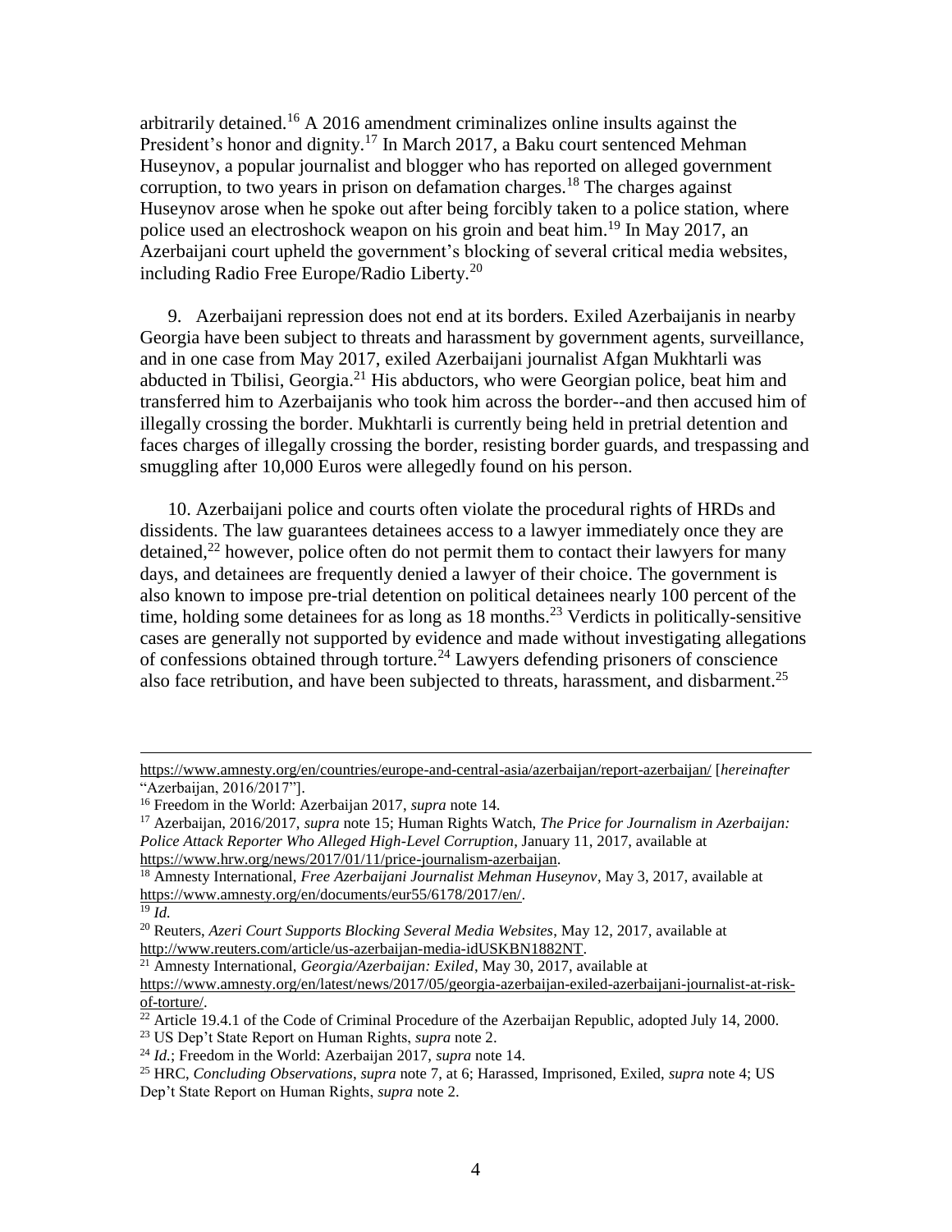arbitrarily detained.[16] A 2016 amendment criminalizes online insults against the President's honor and dignity.[17] In March 2017, a Baku court sentenced Mehman Huseynov, a popular journalist and blogger who has reported on alleged government corruption, to two years in prison on defamation charges.[18] The charges against Huseynov arose when he spoke out after being forcibly taken to a police station, where police used an electroshock weapon on his groin and beat him.[19] In May 2017, an Azerbaijani court upheld the government's blocking of several critical media websites, including Radio Free Europe/Radio Liberty.[20]

9. Azerbaijani repression does not end at its borders. Exiled Azerbaijanis in nearby Georgia have been subject to threats and harassment by government agents, surveillance, and in one case from May 2017, exiled Azerbaijani journalist Afgan Mukhtarli was abducted in Tbilisi, Georgia.[21] His abductors, who were Georgian police, beat him and transferred him to Azerbaijanis who took him across the border--and then accused him of illegally crossing the border. Mukhtarli is currently being held in pretrial detention and faces charges of illegally crossing the border, resisting border guards, and trespassing and smuggling after 10,000 Euros were allegedly found on his person.

10. Azerbaijani police and courts often violate the procedural rights of HRDs and dissidents. The law guarantees detainees access to a lawyer immediately once they are detained,[22] however, police often do not permit them to contact their lawyers for many days, and detainees are frequently denied a lawyer of their choice. The government is also known to impose pre-trial detention on political detainees nearly 100 percent of the time, holding some detainees for as long as 18 months.[23] Verdicts in politically-sensitive cases are generally not supported by evidence and made without investigating allegations of confessions obtained through torture.[24] Lawyers defending prisoners of conscience also face retribution, and have been subjected to threats, harassment, and disbarment.[25]

---

https://www.amnesty.org/en/countries/europe-and-central-asia/azerbaijan/report-azerbaijan/ [*hereinafter* "Azerbaijan, 2016/2017"].

[16] Freedom in the World: Azerbaijan 2017, *supra* note 14.

[17] Azerbaijan, 2016/2017, *supra* note 15; Human Rights Watch, *The Price for Journalism in Azerbaijan: Police Attack Reporter Who Alleged High-Level Corruption*, January 11, 2017, available at https://www.hrw.org/news/2017/01/11/price-journalism-azerbaijan.

[18] Amnesty International, *Free Azerbaijani Journalist Mehman Huseynov*, May 3, 2017, available at https://www.amnesty.org/en/documents/eur55/6178/2017/en/.

[19] *Id.*

[20] Reuters, *Azeri Court Supports Blocking Several Media Websites*, May 12, 2017, available at http://www.reuters.com/article/us-azerbaijan-media-idUSKBN1882NT.

[21] Amnesty International, *Georgia/Azerbaijan: Exiled*, May 30, 2017, available at https://www.amnesty.org/en/latest/news/2017/05/georgia-azerbaijan-exiled-azerbaijani-journalist-at-risk-of-torture/.

[22] Article 19.4.1 of the Code of Criminal Procedure of the Azerbaijan Republic, adopted July 14, 2000.

[23] US Dep't State Report on Human Rights, *supra* note 2.

[24] *Id.*; Freedom in the World: Azerbaijan 2017, *supra* note 14.

[25] HRC, *Concluding Observations*, *supra* note 7, at 6; Harassed, Imprisoned, Exiled, *supra* note 4; US Dep't State Report on Human Rights, *supra* note 2.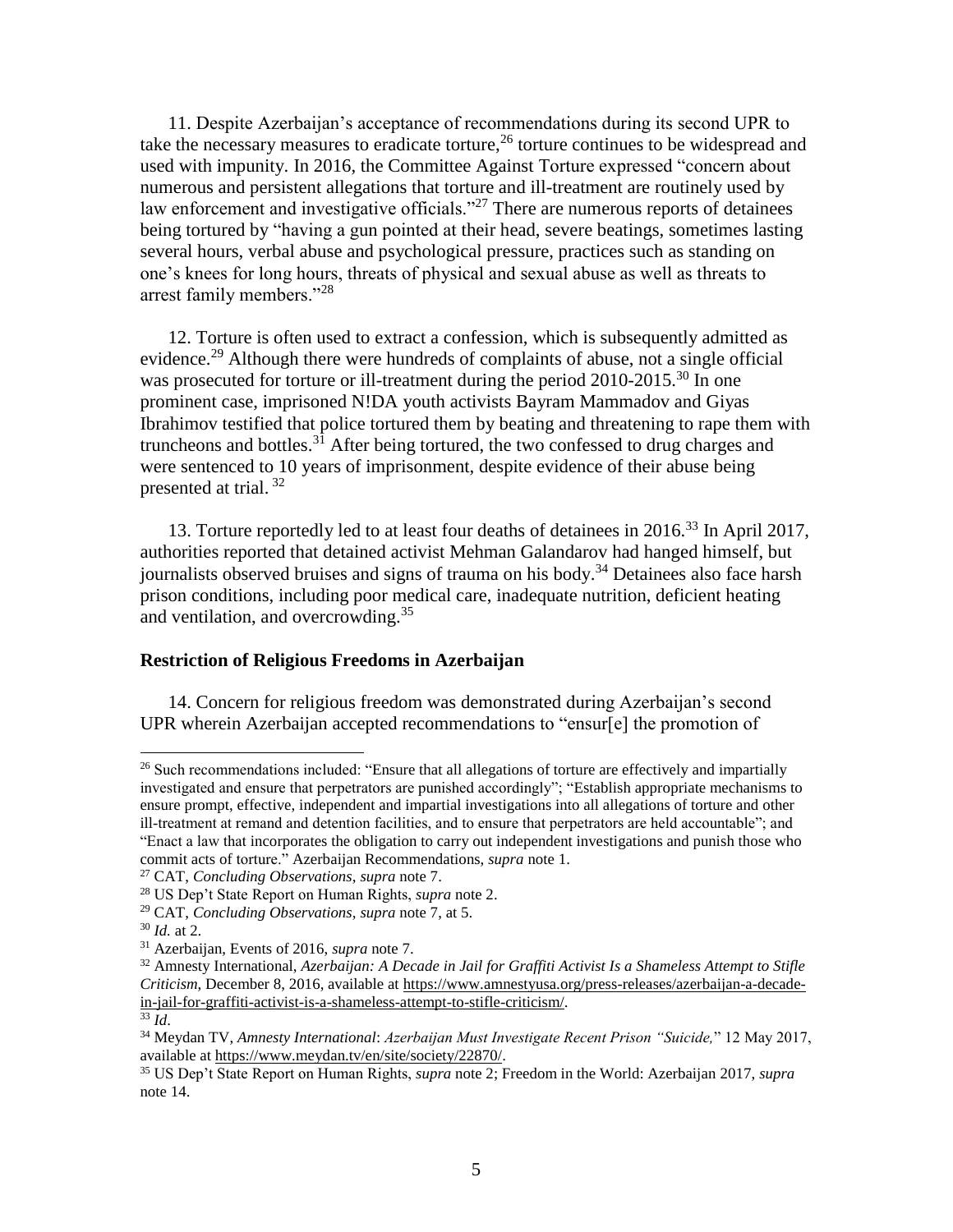11. Despite Azerbaijan's acceptance of recommendations during its second UPR to take the necessary measures to eradicate torture,[26] torture continues to be widespread and used with impunity. In 2016, the Committee Against Torture expressed "concern about numerous and persistent allegations that torture and ill-treatment are routinely used by law enforcement and investigative officials."[27] There are numerous reports of detainees being tortured by "having a gun pointed at their head, severe beatings, sometimes lasting several hours, verbal abuse and psychological pressure, practices such as standing on one's knees for long hours, threats of physical and sexual abuse as well as threats to arrest family members."[28]

12. Torture is often used to extract a confession, which is subsequently admitted as evidence.[29] Although there were hundreds of complaints of abuse, not a single official was prosecuted for torture or ill-treatment during the period 2010-2015.[30] In one prominent case, imprisoned N!DA youth activists Bayram Mammadov and Giyas Ibrahimov testified that police tortured them by beating and threatening to rape them with truncheons and bottles.[31] After being tortured, the two confessed to drug charges and were sentenced to 10 years of imprisonment, despite evidence of their abuse being presented at trial. [32]

13. Torture reportedly led to at least four deaths of detainees in 2016.[33] In April 2017, authorities reported that detained activist Mehman Galandarov had hanged himself, but journalists observed bruises and signs of trauma on his body.[34] Detainees also face harsh prison conditions, including poor medical care, inadequate nutrition, deficient heating and ventilation, and overcrowding.[35]

**Restriction of Religious Freedoms in Azerbaijan**

14. Concern for religious freedom was demonstrated during Azerbaijan's second UPR wherein Azerbaijan accepted recommendations to "ensur[e] the promotion of

---

[26] Such recommendations included: "Ensure that all allegations of torture are effectively and impartially investigated and ensure that perpetrators are punished accordingly"; "Establish appropriate mechanisms to ensure prompt, effective, independent and impartial investigations into all allegations of torture and other ill-treatment at remand and detention facilities, and to ensure that perpetrators are held accountable"; and "Enact a law that incorporates the obligation to carry out independent investigations and punish those who commit acts of torture." Azerbaijan Recommendations, *supra* note 1.

[27] CAT, *Concluding Observations*, *supra* note 7.

[28] US Dep't State Report on Human Rights, *supra* note 2.

[29] CAT, *Concluding Observations*, *supra* note 7, at 5.

[30] *Id.* at 2.

[31] Azerbaijan, Events of 2016, *supra* note 7.

[32] Amnesty International, *Azerbaijan: A Decade in Jail for Graffiti Activist Is a Shameless Attempt to Stifle Criticism*, December 8, 2016, available at https://www.amnestyusa.org/press-releases/azerbaijan-a-decade-in-jail-for-graffiti-activist-is-a-shameless-attempt-to-stifle-criticism/.

[33] *Id*.

[34] Meydan TV, *Amnesty International*: *Azerbaijan Must Investigate Recent Prison "Suicide,*" 12 May 2017, available at https://www.meydan.tv/en/site/society/22870/.

[35] US Dep't State Report on Human Rights, *supra* note 2; Freedom in the World: Azerbaijan 2017, *supra* note 14.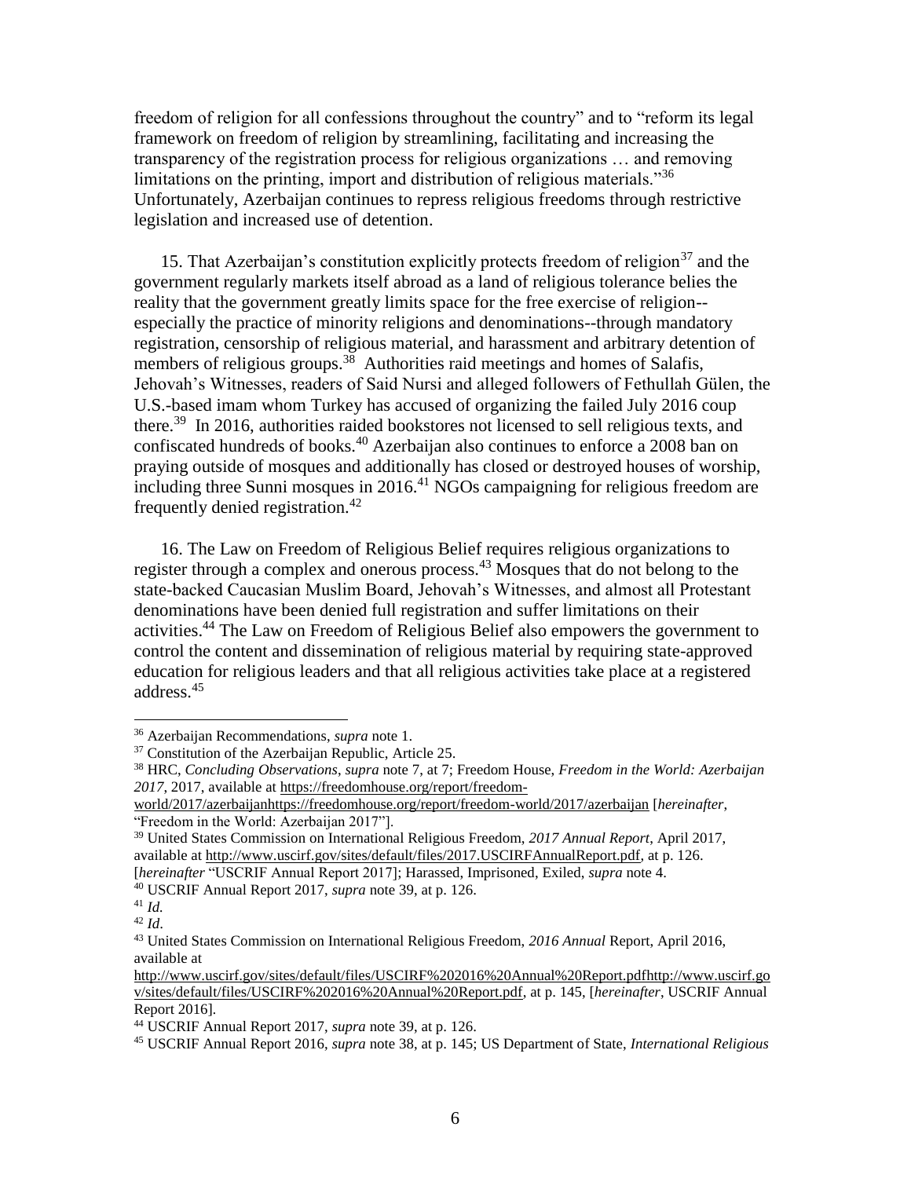freedom of religion for all confessions throughout the country" and to "reform its legal framework on freedom of religion by streamlining, facilitating and increasing the transparency of the registration process for religious organizations … and removing limitations on the printing, import and distribution of religious materials."[36] Unfortunately, Azerbaijan continues to repress religious freedoms through restrictive legislation and increased use of detention.

15. That Azerbaijan's constitution explicitly protects freedom of religion[37] and the government regularly markets itself abroad as a land of religious tolerance belies the reality that the government greatly limits space for the free exercise of religion--especially the practice of minority religions and denominations--through mandatory registration, censorship of religious material, and harassment and arbitrary detention of members of religious groups.[38] Authorities raid meetings and homes of Salafis, Jehovah's Witnesses, readers of Said Nursi and alleged followers of Fethullah Gülen, the U.S.-based imam whom Turkey has accused of organizing the failed July 2016 coup there.[39] In 2016, authorities raided bookstores not licensed to sell religious texts, and confiscated hundreds of books.[40] Azerbaijan also continues to enforce a 2008 ban on praying outside of mosques and additionally has closed or destroyed houses of worship, including three Sunni mosques in 2016.[41] NGOs campaigning for religious freedom are frequently denied registration.[42]

16. The Law on Freedom of Religious Belief requires religious organizations to register through a complex and onerous process.[43] Mosques that do not belong to the state-backed Caucasian Muslim Board, Jehovah's Witnesses, and almost all Protestant denominations have been denied full registration and suffer limitations on their activities.[44] The Law on Freedom of Religious Belief also empowers the government to control the content and dissemination of religious material by requiring state-approved education for religious leaders and that all religious activities take place at a registered address.[45]

---

[36] Azerbaijan Recommendations, *supra* note 1.

[37] Constitution of the Azerbaijan Republic, Article 25.

[38] HRC, *Concluding Observations*, *supra* note 7, at 7; Freedom House, *Freedom in the World: Azerbaijan 2017*, 2017, available at https://freedomhouse.org/report/freedom-world/2017/azerbaijanhttps://freedomhouse.org/report/freedom-world/2017/azerbaijan [*hereinafter*, "Freedom in the World: Azerbaijan 2017"].

[39] United States Commission on International Religious Freedom, *2017 Annual Report*, April 2017, available at http://www.uscirf.gov/sites/default/files/2017.USCIRFAnnualReport.pdf, at p. 126. [*hereinafter* "USCRIF Annual Report 2017]; Harassed, Imprisoned, Exiled, *supra* note 4.

[40] USCRIF Annual Report 2017, *supra* note 39, at p. 126.

[41] *Id.*

[42] *Id*.

[43] United States Commission on International Religious Freedom, *2016 Annual* Report, April 2016, available at http://www.uscirf.gov/sites/default/files/USCIRF%202016%20Annual%20Report.pdfhttp://www.uscirf.gov/sites/default/files/USCIRF%202016%20Annual%20Report.pdf, at p. 145, [*hereinafter*, USCRIF Annual Report 2016].

[44] USCRIF Annual Report 2017, *supra* note 39, at p. 126.

[45] USCRIF Annual Report 2016, *supra* note 38, at p. 145; US Department of State, *International Religious*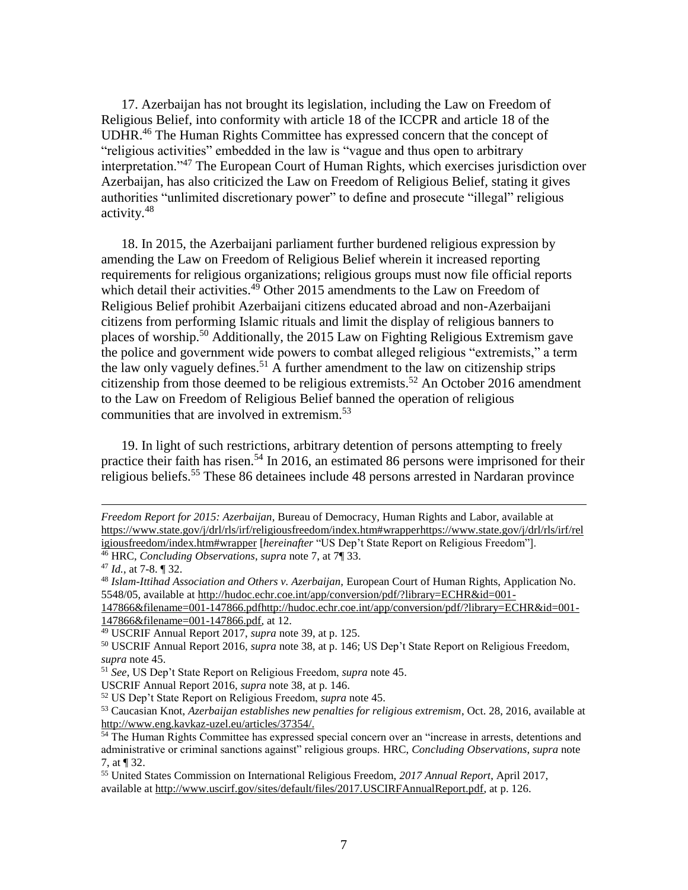17. Azerbaijan has not brought its legislation, including the Law on Freedom of Religious Belief, into conformity with article 18 of the ICCPR and article 18 of the UDHR.[46] The Human Rights Committee has expressed concern that the concept of "religious activities" embedded in the law is "vague and thus open to arbitrary interpretation."[47] The European Court of Human Rights, which exercises jurisdiction over Azerbaijan, has also criticized the Law on Freedom of Religious Belief, stating it gives authorities "unlimited discretionary power" to define and prosecute "illegal" religious activity.[48]

18. In 2015, the Azerbaijani parliament further burdened religious expression by amending the Law on Freedom of Religious Belief wherein it increased reporting requirements for religious organizations; religious groups must now file official reports which detail their activities.[49] Other 2015 amendments to the Law on Freedom of Religious Belief prohibit Azerbaijani citizens educated abroad and non-Azerbaijani citizens from performing Islamic rituals and limit the display of religious banners to places of worship.[50] Additionally, the 2015 Law on Fighting Religious Extremism gave the police and government wide powers to combat alleged religious "extremists," a term the law only vaguely defines.[51] A further amendment to the law on citizenship strips citizenship from those deemed to be religious extremists.[52] An October 2016 amendment to the Law on Freedom of Religious Belief banned the operation of religious communities that are involved in extremism.[53]

19. In light of such restrictions, arbitrary detention of persons attempting to freely practice their faith has risen.[54] In 2016, an estimated 86 persons were imprisoned for their religious beliefs.[55] These 86 detainees include 48 persons arrested in Nardaran province

---

*Freedom Report for 2015: Azerbaijan*, Bureau of Democracy, Human Rights and Labor, available at https://www.state.gov/j/drl/rls/irf/religiousfreedom/index.htm#wrapperhttps://www.state.gov/j/drl/rls/irf/religiousfreedom/index.htm#wrapper [*hereinafter* "US Dep't State Report on Religious Freedom"].

[46] HRC, *Concluding Observations*, *supra* note 7, at 7¶ 33.

[47] *Id.*, at 7-8. ¶ 32.

[48] *Islam-Ittihad Association and Others v. Azerbaijan*, European Court of Human Rights, Application No. 5548/05, available at http://hudoc.echr.coe.int/app/conversion/pdf/?library=ECHR&id=001-147866&filename=001-147866.pdfhttp://hudoc.echr.coe.int/app/conversion/pdf/?library=ECHR&id=001-147866&filename=001-147866.pdf, at 12.

[49] USCRIF Annual Report 2017, *supra* note 39, at p. 125.

[50] USCRIF Annual Report 2016, *supra* note 38, at p. 146; US Dep't State Report on Religious Freedom, *supra* note 45.

[51] *See*, US Dep't State Report on Religious Freedom, *supra* note 45.

USCRIF Annual Report 2016, *supra* note 38, at p. 146.

[52] US Dep't State Report on Religious Freedom, *supra* note 45.

[53] Caucasian Knot, *Azerbaijan establishes new penalties for religious extremism*, Oct. 28, 2016, available at http://www.eng.kavkaz-uzel.eu/articles/37354/.

[54] The Human Rights Committee has expressed special concern over an "increase in arrests, detentions and administrative or criminal sanctions against" religious groups. HRC, *Concluding Observations*, *supra* note 7, at ¶ 32.

[55] United States Commission on International Religious Freedom, *2017 Annual Report*, April 2017, available at http://www.uscirf.gov/sites/default/files/2017.USCIRFAnnualReport.pdf, at p. 126.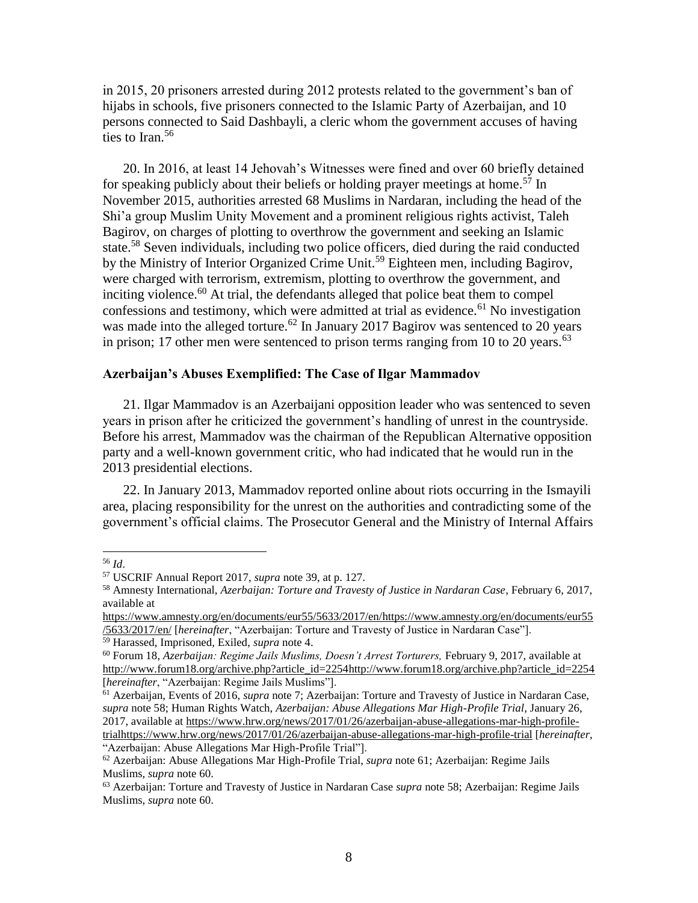in 2015, 20 prisoners arrested during 2012 protests related to the government's ban of hijabs in schools, five prisoners connected to the Islamic Party of Azerbaijan, and 10 persons connected to Said Dashbayli, a cleric whom the government accuses of having ties to Iran.[56]

20. In 2016, at least 14 Jehovah's Witnesses were fined and over 60 briefly detained for speaking publicly about their beliefs or holding prayer meetings at home.[57] In November 2015, authorities arrested 68 Muslims in Nardaran, including the head of the Shi'a group Muslim Unity Movement and a prominent religious rights activist, Taleh Bagirov, on charges of plotting to overthrow the government and seeking an Islamic state.[58] Seven individuals, including two police officers, died during the raid conducted by the Ministry of Interior Organized Crime Unit.[59] Eighteen men, including Bagirov, were charged with terrorism, extremism, plotting to overthrow the government, and inciting violence.[60] At trial, the defendants alleged that police beat them to compel confessions and testimony, which were admitted at trial as evidence.[61] No investigation was made into the alleged torture.[62] In January 2017 Bagirov was sentenced to 20 years in prison; 17 other men were sentenced to prison terms ranging from 10 to 20 years.[63]

### Azerbaijan's Abuses Exemplified: The Case of Ilgar Mammadov

21. Ilgar Mammadov is an Azerbaijani opposition leader who was sentenced to seven years in prison after he criticized the government's handling of unrest in the countryside. Before his arrest, Mammadov was the chairman of the Republican Alternative opposition party and a well-known government critic, who had indicated that he would run in the 2013 presidential elections.

22. In January 2013, Mammadov reported online about riots occurring in the Ismayili area, placing responsibility for the unrest on the authorities and contradicting some of the government's official claims. The Prosecutor General and the Ministry of Internal Affairs

---

[56] *Id*.

[57] USCRIF Annual Report 2017, *supra* note 39, at p. 127.

[58] Amnesty International, *Azerbaijan: Torture and Travesty of Justice in Nardaran Case*, February 6, 2017, available at https://www.amnesty.org/en/documents/eur55/5633/2017/en/https://www.amnesty.org/en/documents/eur55/5633/2017/en/ [*hereinafter*, "Azerbaijan: Torture and Travesty of Justice in Nardaran Case"].

[59] Harassed, Imprisoned, Exiled, *supra* note 4.

[60] Forum 18, *Azerbaijan: Regime Jails Muslims, Doesn't Arrest Torturers,* February 9, 2017, available at http://www.forum18.org/archive.php?article_id=2254http://www.forum18.org/archive.php?article_id=2254 [*hereinafter*, "Azerbaijan: Regime Jails Muslims"].

[61] Azerbaijan, Events of 2016, *supra* note 7; Azerbaijan: Torture and Travesty of Justice in Nardaran Case, *supra* note 58; Human Rights Watch, *Azerbaijan: Abuse Allegations Mar High-Profile Trial*, January 26, 2017, available at https://www.hrw.org/news/2017/01/26/azerbaijan-abuse-allegations-mar-high-profile-trialhttps://www.hrw.org/news/2017/01/26/azerbaijan-abuse-allegations-mar-high-profile-trial [*hereinafter*, "Azerbaijan: Abuse Allegations Mar High-Profile Trial"].

[62] Azerbaijan: Abuse Allegations Mar High-Profile Trial, *supra* note 61; Azerbaijan: Regime Jails Muslims, *supra* note 60.

[63] Azerbaijan: Torture and Travesty of Justice in Nardaran Case *supra* note 58; Azerbaijan: Regime Jails Muslims, *supra* note 60.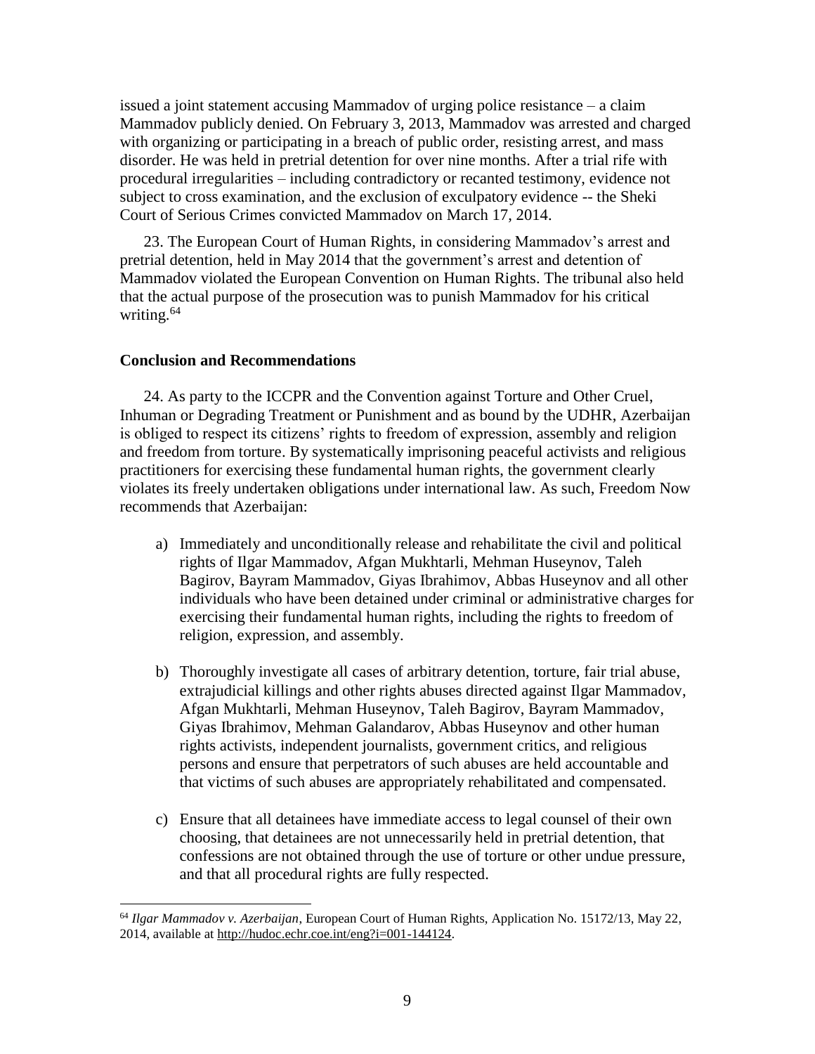issued a joint statement accusing Mammadov of urging police resistance – a claim Mammadov publicly denied. On February 3, 2013, Mammadov was arrested and charged with organizing or participating in a breach of public order, resisting arrest, and mass disorder. He was held in pretrial detention for over nine months. After a trial rife with procedural irregularities – including contradictory or recanted testimony, evidence not subject to cross examination, and the exclusion of exculpatory evidence -- the Sheki Court of Serious Crimes convicted Mammadov on March 17, 2014.

23. The European Court of Human Rights, in considering Mammadov's arrest and pretrial detention, held in May 2014 that the government's arrest and detention of Mammadov violated the European Convention on Human Rights. The tribunal also held that the actual purpose of the prosecution was to punish Mammadov for his critical writing.[64]

**Conclusion and Recommendations**

24. As party to the ICCPR and the Convention against Torture and Other Cruel, Inhuman or Degrading Treatment or Punishment and as bound by the UDHR, Azerbaijan is obliged to respect its citizens' rights to freedom of expression, assembly and religion and freedom from torture. By systematically imprisoning peaceful activists and religious practitioners for exercising these fundamental human rights, the government clearly violates its freely undertaken obligations under international law. As such, Freedom Now recommends that Azerbaijan:

a) Immediately and unconditionally release and rehabilitate the civil and political rights of Ilgar Mammadov, Afgan Mukhtarli, Mehman Huseynov, Taleh Bagirov, Bayram Mammadov, Giyas Ibrahimov, Abbas Huseynov and all other individuals who have been detained under criminal or administrative charges for exercising their fundamental human rights, including the rights to freedom of religion, expression, and assembly.

b) Thoroughly investigate all cases of arbitrary detention, torture, fair trial abuse, extrajudicial killings and other rights abuses directed against Ilgar Mammadov, Afgan Mukhtarli, Mehman Huseynov, Taleh Bagirov, Bayram Mammadov, Giyas Ibrahimov, Mehman Galandarov, Abbas Huseynov and other human rights activists, independent journalists, government critics, and religious persons and ensure that perpetrators of such abuses are held accountable and that victims of such abuses are appropriately rehabilitated and compensated.

c) Ensure that all detainees have immediate access to legal counsel of their own choosing, that detainees are not unnecessarily held in pretrial detention, that confessions are not obtained through the use of torture or other undue pressure, and that all procedural rights are fully respected.

---

[64] *Ilgar Mammadov v. Azerbaijan*, European Court of Human Rights, Application No. 15172/13, May 22, 2014, available at http://hudoc.echr.coe.int/eng?i=001-144124.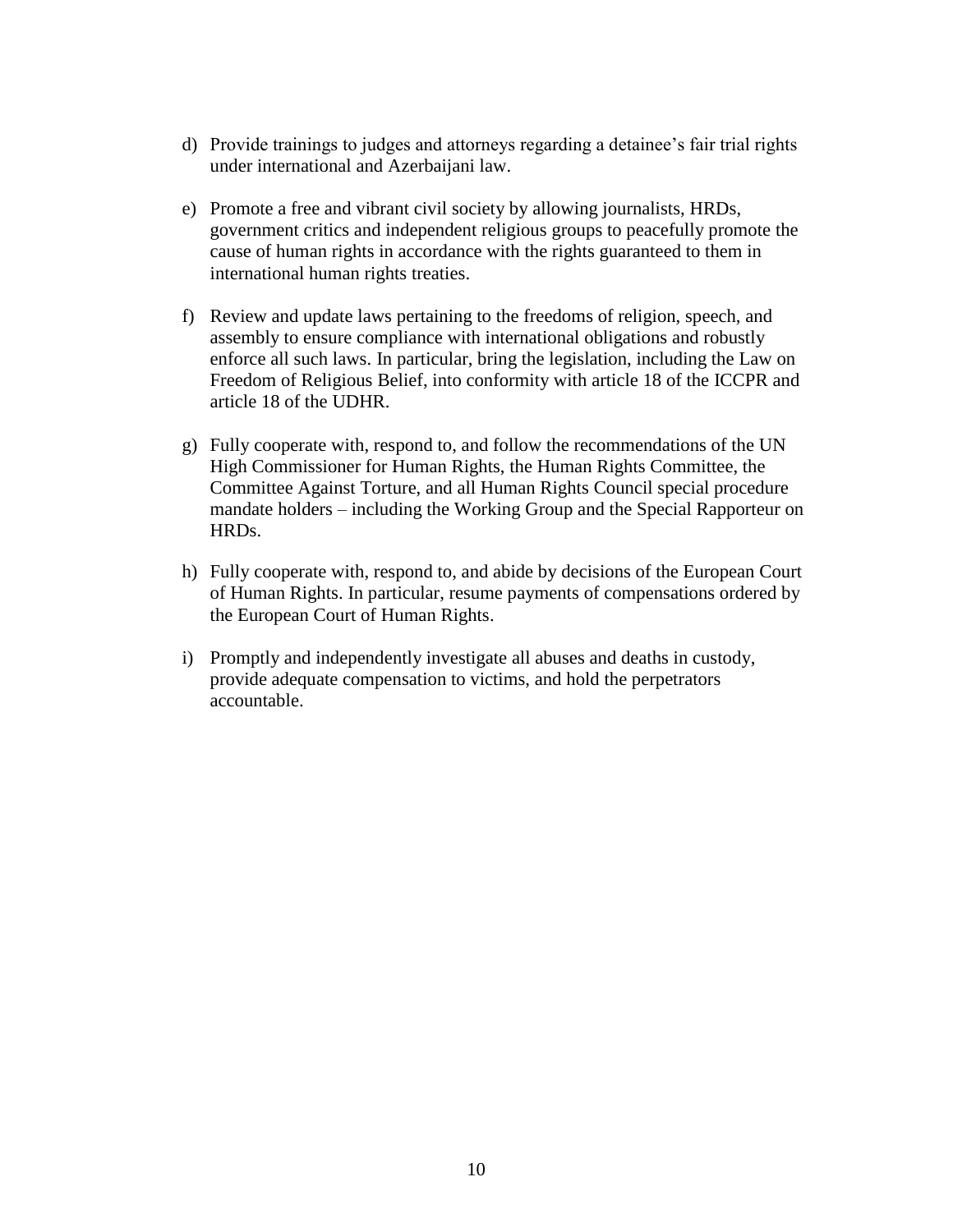d) Provide trainings to judges and attorneys regarding a detainee's fair trial rights under international and Azerbaijani law.

e) Promote a free and vibrant civil society by allowing journalists, HRDs, government critics and independent religious groups to peacefully promote the cause of human rights in accordance with the rights guaranteed to them in international human rights treaties.

f) Review and update laws pertaining to the freedoms of religion, speech, and assembly to ensure compliance with international obligations and robustly enforce all such laws. In particular, bring the legislation, including the Law on Freedom of Religious Belief, into conformity with article 18 of the ICCPR and article 18 of the UDHR.

g) Fully cooperate with, respond to, and follow the recommendations of the UN High Commissioner for Human Rights, the Human Rights Committee, the Committee Against Torture, and all Human Rights Council special procedure mandate holders – including the Working Group and the Special Rapporteur on HRDs.

h) Fully cooperate with, respond to, and abide by decisions of the European Court of Human Rights. In particular, resume payments of compensations ordered by the European Court of Human Rights.

i) Promptly and independently investigate all abuses and deaths in custody, provide adequate compensation to victims, and hold the perpetrators accountable.